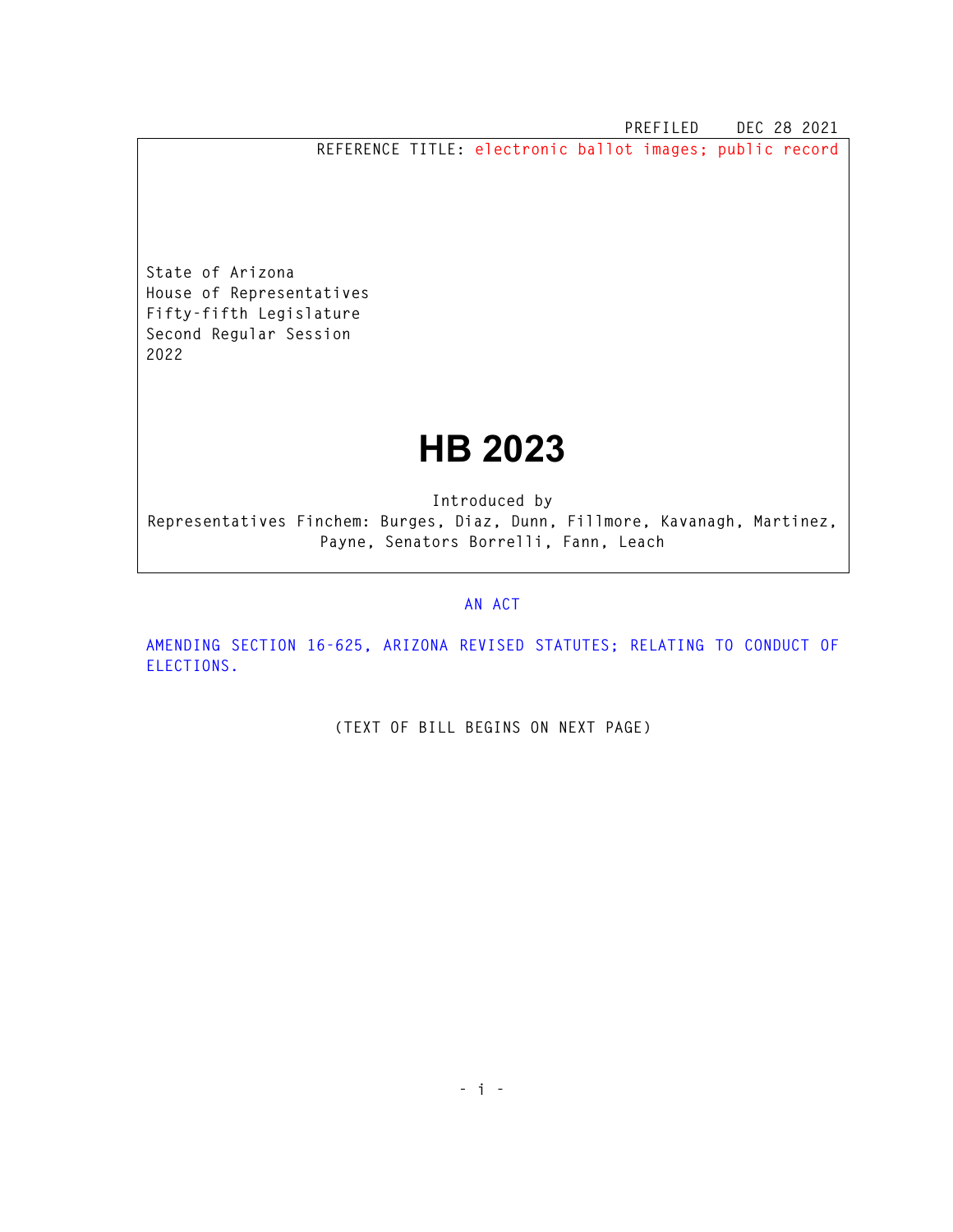PREFILED DEC 28 2021

REFERENCE TITLE: electronic ballot images; public record

State of Arizona
House of Representatives
Fifty-fifth Legislature
Second Regular Session
2022

# HB 2023

Introduced by
Representatives Finchem: Burges, Diaz, Dunn, Fillmore, Kavanagh, Martinez, Payne, Senators Borrelli, Fann, Leach

AN ACT

AMENDING SECTION 16-625, ARIZONA REVISED STATUTES; RELATING TO CONDUCT OF ELECTIONS.

(TEXT OF BILL BEGINS ON NEXT PAGE)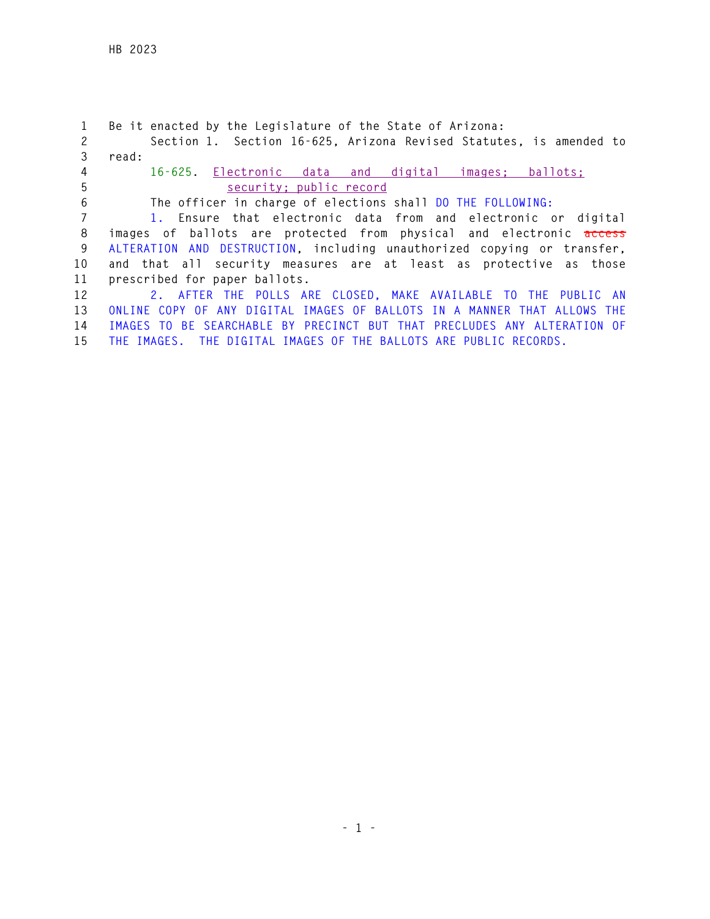Be it enacted by the Legislature of the State of Arizona:

Section 1. Section 16-625, Arizona Revised Statutes, is amended to read:

16-625. Electronic data and digital images; ballots; security; public record

The officer in charge of elections shall DO THE FOLLOWING:

1. Ensure that electronic data from and electronic or digital images of ballots are protected from physical and electronic ~~access~~ ALTERATION AND DESTRUCTION, including unauthorized copying or transfer, and that all security measures are at least as protective as those prescribed for paper ballots.

2. AFTER THE POLLS ARE CLOSED, MAKE AVAILABLE TO THE PUBLIC AN ONLINE COPY OF ANY DIGITAL IMAGES OF BALLOTS IN A MANNER THAT ALLOWS THE IMAGES TO BE SEARCHABLE BY PRECINCT BUT THAT PRECLUDES ANY ALTERATION OF THE IMAGES. THE DIGITAL IMAGES OF THE BALLOTS ARE PUBLIC RECORDS.